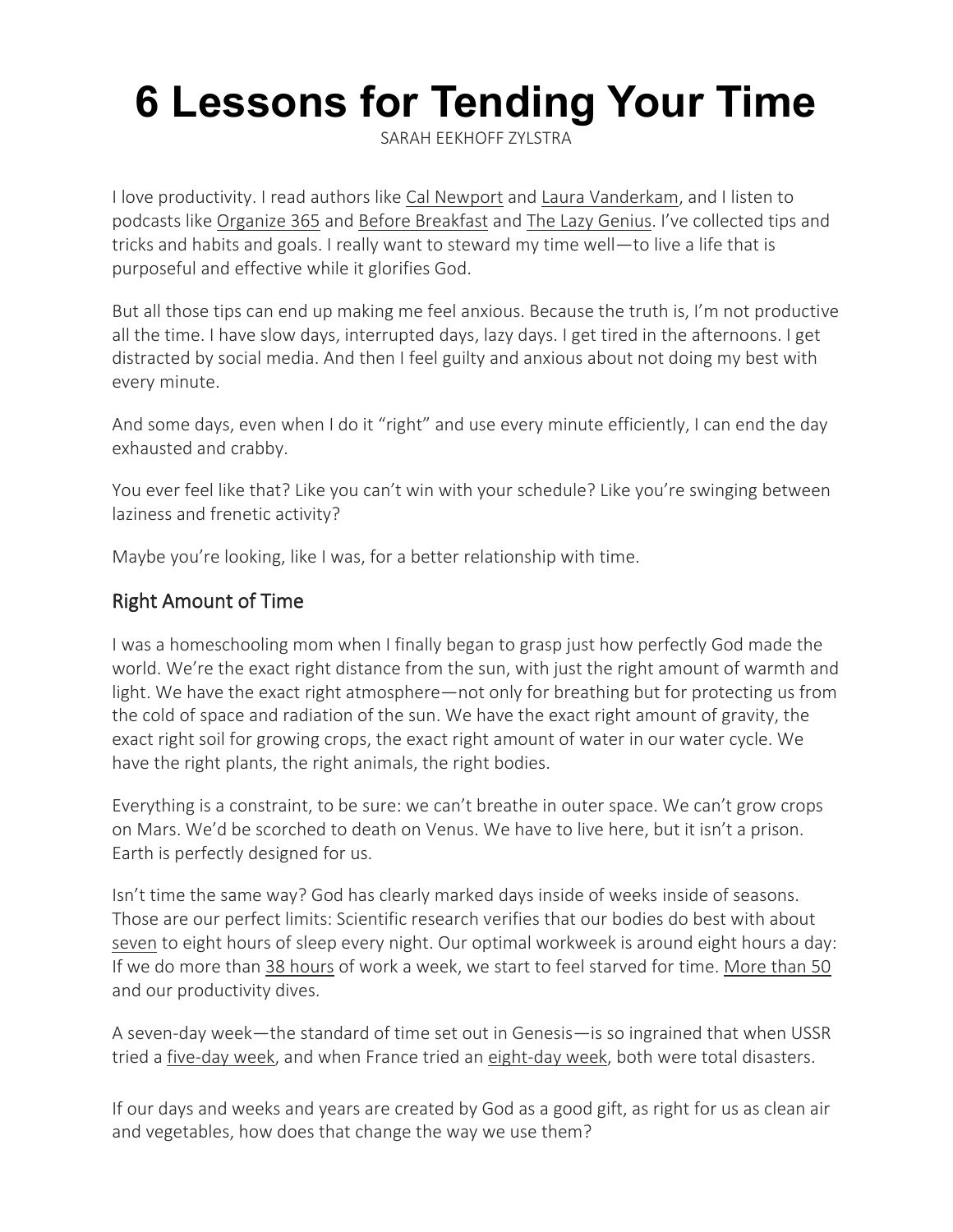# 6 Lessons for Tending Your Time

SARAH EEKHOFF ZYLSTRA

I love productivity. I read authors like Cal Newport and Laura Vanderkam, and I listen to podcasts like Organize 365 and Before Breakfast and The Lazy Genius. I've collected tips and tricks and habits and goals. I really want to steward my time well—to live a life that is purposeful and effective while it glorifies God.

But all those tips can end up making me feel anxious. Because the truth is, I'm not productive all the time. I have slow days, interrupted days, lazy days. I get tired in the afternoons. I get distracted by social media. And then I feel guilty and anxious about not doing my best with every minute.

And some days, even when I do it "right" and use every minute efficiently, I can end the day exhausted and crabby.

You ever feel like that? Like you can't win with your schedule? Like you're swinging between laziness and frenetic activity?

Maybe you're looking, like I was, for a better relationship with time.

## Right Amount of Time

I was a homeschooling mom when I finally began to grasp just how perfectly God made the world. We're the exact right distance from the sun, with just the right amount of warmth and light. We have the exact right atmosphere—not only for breathing but for protecting us from the cold of space and radiation of the sun. We have the exact right amount of gravity, the exact right soil for growing crops, the exact right amount of water in our water cycle. We have the right plants, the right animals, the right bodies.

Everything is a constraint, to be sure: we can't breathe in outer space. We can't grow crops on Mars. We'd be scorched to death on Venus. We have to live here, but it isn't a prison. Earth is perfectly designed for us.

Isn't time the same way? God has clearly marked days inside of weeks inside of seasons. Those are our perfect limits: Scientific research verifies that our bodies do best with about seven to eight hours of sleep every night. Our optimal workweek is around eight hours a day: If we do more than 38 hours of work a week, we start to feel starved for time. More than 50 and our productivity dives.

A seven-day week—the standard of time set out in Genesis—is so ingrained that when USSR tried a five-day week, and when France tried an eight-day week, both were total disasters.

If our days and weeks and years are created by God as a good gift, as right for us as clean air and vegetables, how does that change the way we use them?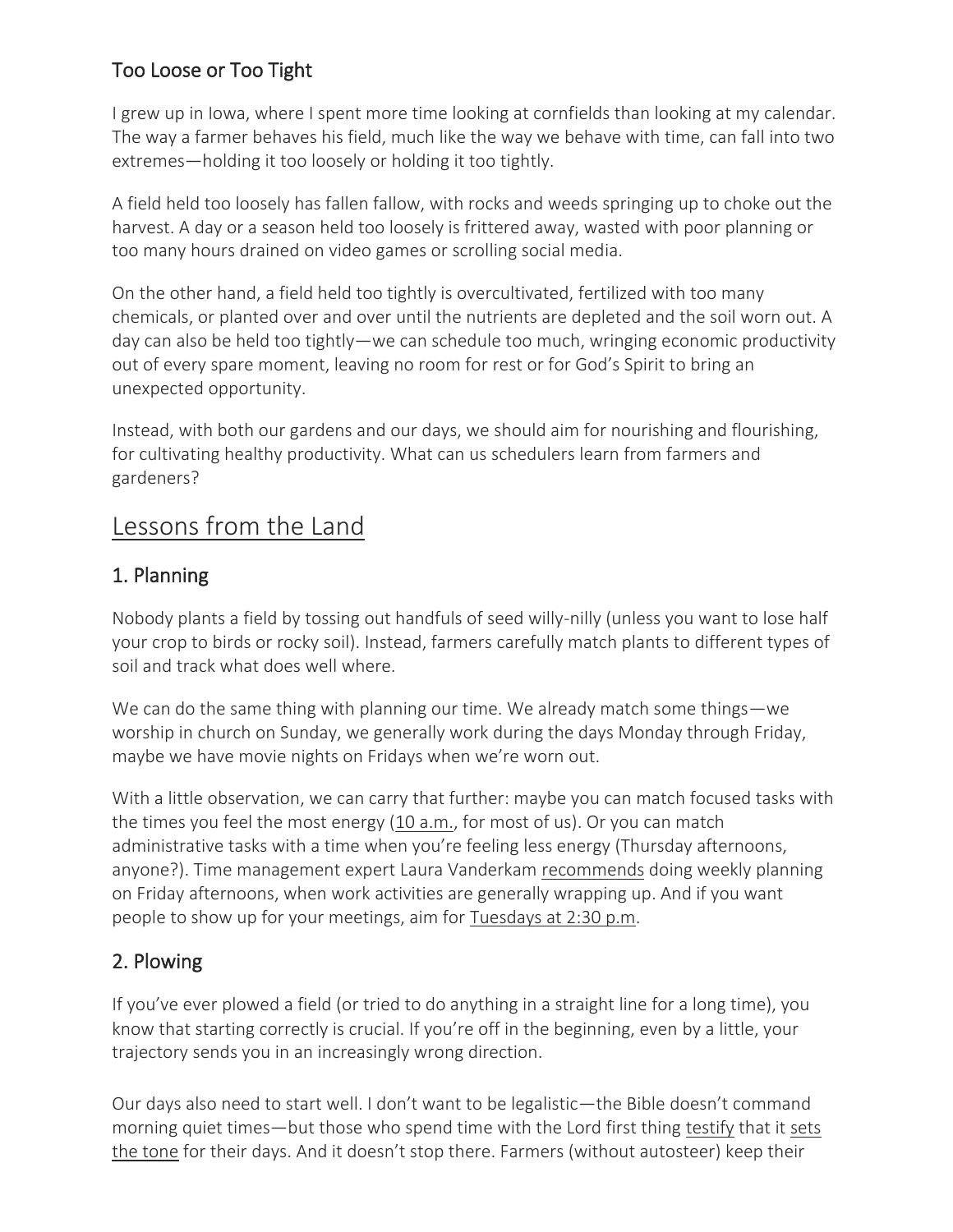## Too Loose or Too Tight

I grew up in Iowa, where I spent more time looking at cornfields than looking at my calendar. The way a farmer behaves his field, much like the way we behave with time, can fall into two extremes—holding it too loosely or holding it too tightly.

A field held too loosely has fallen fallow, with rocks and weeds springing up to choke out the harvest. A day or a season held too loosely is frittered away, wasted with poor planning or too many hours drained on video games or scrolling social media.

On the other hand, a field held too tightly is overcultivated, fertilized with too many chemicals, or planted over and over until the nutrients are depleted and the soil worn out. A day can also be held too tightly—we can schedule too much, wringing economic productivity out of every spare moment, leaving no room for rest or for God's Spirit to bring an unexpected opportunity.

Instead, with both our gardens and our days, we should aim for nourishing and flourishing, for cultivating healthy productivity. What can us schedulers learn from farmers and gardeners?

# Lessons from the Land

## 1. Planning

Nobody plants a field by tossing out handfuls of seed willy-nilly (unless you want to lose half your crop to birds or rocky soil). Instead, farmers carefully match plants to different types of soil and track what does well where.

We can do the same thing with planning our time. We already match some things—we worship in church on Sunday, we generally work during the days Monday through Friday, maybe we have movie nights on Fridays when we're worn out.

With a little observation, we can carry that further: maybe you can match focused tasks with the times you feel the most energy (10 a.m., for most of us). Or you can match administrative tasks with a time when you're feeling less energy (Thursday afternoons, anyone?). Time management expert Laura Vanderkam recommends doing weekly planning on Friday afternoons, when work activities are generally wrapping up. And if you want people to show up for your meetings, aim for Tuesdays at 2:30 p.m.

## 2. Plowing

If you've ever plowed a field (or tried to do anything in a straight line for a long time), you know that starting correctly is crucial. If you're off in the beginning, even by a little, your trajectory sends you in an increasingly wrong direction.

Our days also need to start well. I don't want to be legalistic—the Bible doesn't command morning quiet times—but those who spend time with the Lord first thing testify that it sets the tone for their days. And it doesn't stop there. Farmers (without autosteer) keep their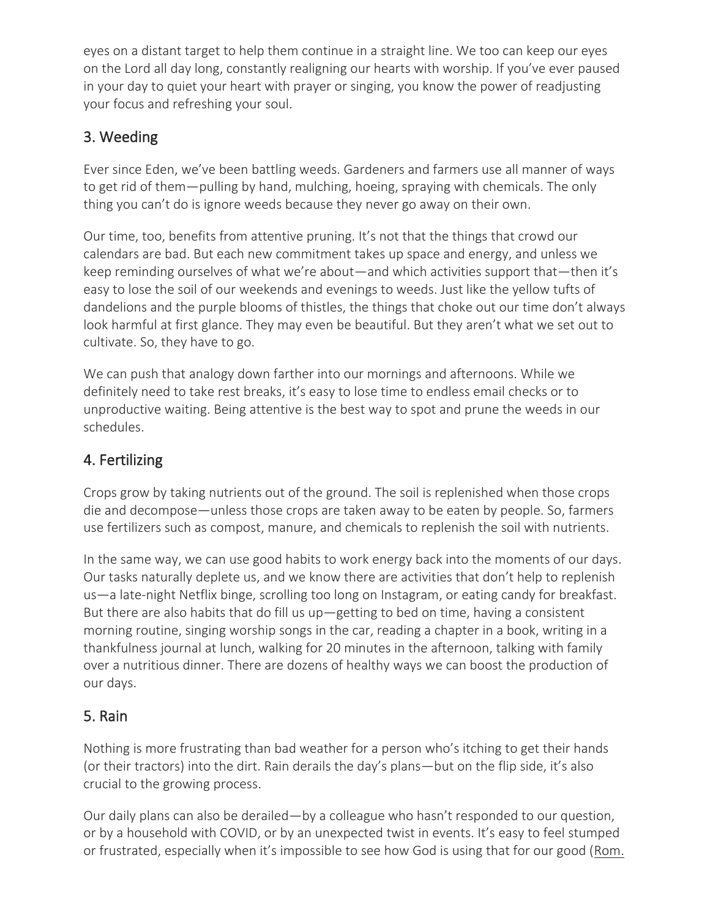eyes on a distant target to help them continue in a straight line. We too can keep our eyes on the Lord all day long, constantly realigning our hearts with worship. If you've ever paused in your day to quiet your heart with prayer or singing, you know the power of readjusting your focus and refreshing your soul.

## 3. Weeding

Ever since Eden, we've been battling weeds. Gardeners and farmers use all manner of ways to get rid of them—pulling by hand, mulching, hoeing, spraying with chemicals. The only thing you can't do is ignore weeds because they never go away on their own.

Our time, too, benefits from attentive pruning. It's not that the things that crowd our calendars are bad. But each new commitment takes up space and energy, and unless we keep reminding ourselves of what we're about—and which activities support that—then it's easy to lose the soil of our weekends and evenings to weeds. Just like the yellow tufts of dandelions and the purple blooms of thistles, the things that choke out our time don't always look harmful at first glance. They may even be beautiful. But they aren't what we set out to cultivate. So, they have to go.

We can push that analogy down farther into our mornings and afternoons. While we definitely need to take rest breaks, it's easy to lose time to endless email checks or to unproductive waiting. Being attentive is the best way to spot and prune the weeds in our schedules.

## 4. Fertilizing

Crops grow by taking nutrients out of the ground. The soil is replenished when those crops die and decompose—unless those crops are taken away to be eaten by people. So, farmers use fertilizers such as compost, manure, and chemicals to replenish the soil with nutrients.

In the same way, we can use good habits to work energy back into the moments of our days. Our tasks naturally deplete us, and we know there are activities that don't help to replenish us—a late-night Netflix binge, scrolling too long on Instagram, or eating candy for breakfast. But there are also habits that do fill us up—getting to bed on time, having a consistent morning routine, singing worship songs in the car, reading a chapter in a book, writing in a thankfulness journal at lunch, walking for 20 minutes in the afternoon, talking with family over a nutritious dinner. There are dozens of healthy ways we can boost the production of our days.

## 5. Rain

Nothing is more frustrating than bad weather for a person who's itching to get their hands (or their tractors) into the dirt. Rain derails the day's plans—but on the flip side, it's also crucial to the growing process.

Our daily plans can also be derailed—by a colleague who hasn't responded to our question, or by a household with COVID, or by an unexpected twist in events. It's easy to feel stumped or frustrated, especially when it's impossible to see how God is using that for our good (Rom.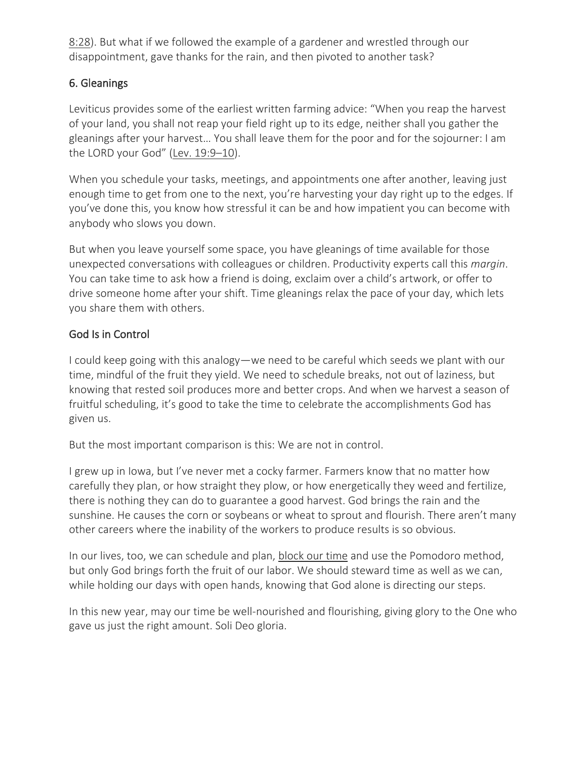8:28). But what if we followed the example of a gardener and wrestled through our disappointment, gave thanks for the rain, and then pivoted to another task?

## 6. Gleanings

Leviticus provides some of the earliest written farming advice: "When you reap the harvest of your land, you shall not reap your field right up to its edge, neither shall you gather the gleanings after your harvest… You shall leave them for the poor and for the sojourner: I am the LORD your God" (Lev. 19:9–10).

When you schedule your tasks, meetings, and appointments one after another, leaving just enough time to get from one to the next, you're harvesting your day right up to the edges. If you've done this, you know how stressful it can be and how impatient you can become with anybody who slows you down.

But when you leave yourself some space, you have gleanings of time available for those unexpected conversations with colleagues or children. Productivity experts call this *margin*. You can take time to ask how a friend is doing, exclaim over a child's artwork, or offer to drive someone home after your shift. Time gleanings relax the pace of your day, which lets you share them with others.

## God Is in Control

I could keep going with this analogy—we need to be careful which seeds we plant with our time, mindful of the fruit they yield. We need to schedule breaks, not out of laziness, but knowing that rested soil produces more and better crops. And when we harvest a season of fruitful scheduling, it's good to take the time to celebrate the accomplishments God has given us.

But the most important comparison is this: We are not in control.

I grew up in Iowa, but I've never met a cocky farmer. Farmers know that no matter how carefully they plan, or how straight they plow, or how energetically they weed and fertilize, there is nothing they can do to guarantee a good harvest. God brings the rain and the sunshine. He causes the corn or soybeans or wheat to sprout and flourish. There aren't many other careers where the inability of the workers to produce results is so obvious.

In our lives, too, we can schedule and plan, block our time and use the Pomodoro method, but only God brings forth the fruit of our labor. We should steward time as well as we can, while holding our days with open hands, knowing that God alone is directing our steps.

In this new year, may our time be well-nourished and flourishing, giving glory to the One who gave us just the right amount. Soli Deo gloria.